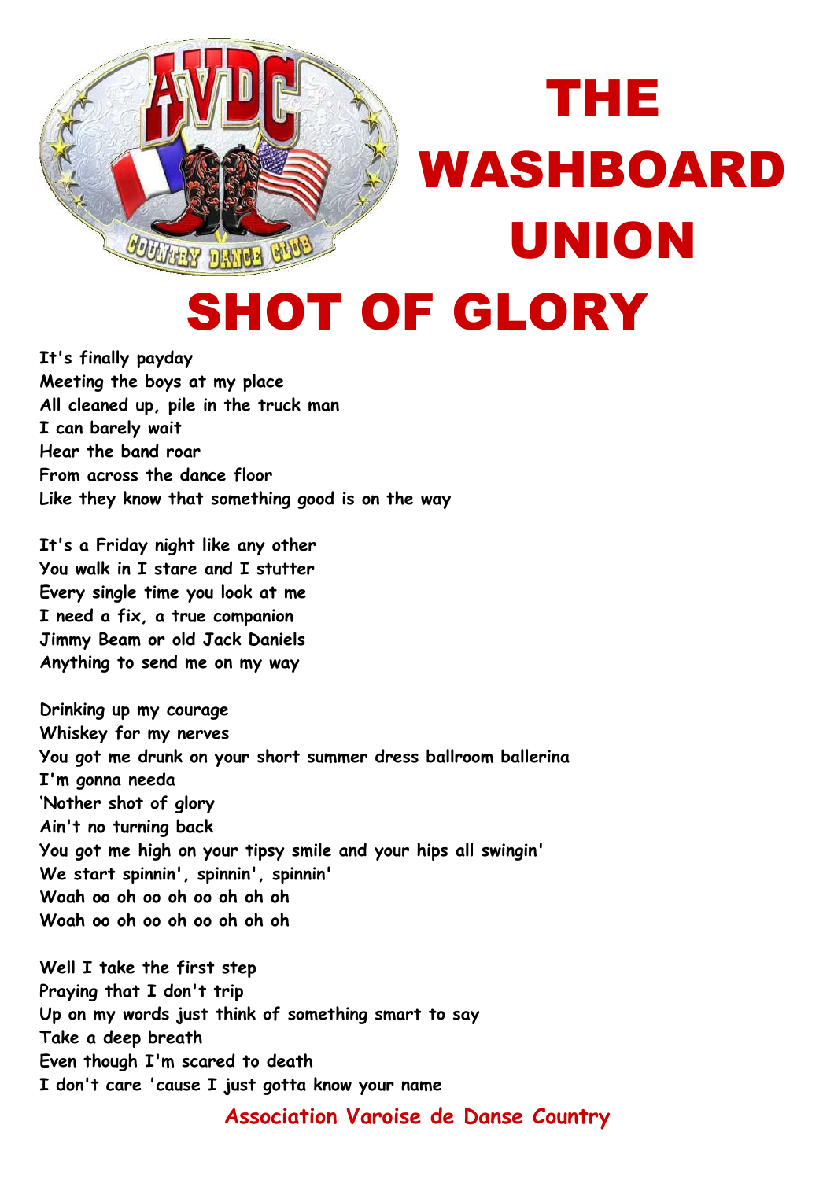# THE WASHBOARD UNION

# SHOT OF GLORY

**It's finally payday**
**Meeting the boys at my place**
**All cleaned up, pile in the truck man**
**I can barely wait**
**Hear the band roar**
**From across the dance floor**
**Like they know that something good is on the way**

**It's a Friday night like any other**
**You walk in I stare and I stutter**
**Every single time you look at me**
**I need a fix, a true companion**
**Jimmy Beam or old Jack Daniels**
**Anything to send me on my way**

**Drinking up my courage**
**Whiskey for my nerves**
**You got me drunk on your short summer dress ballroom ballerina**
**I'm gonna needa**
**'Nother shot of glory**
**Ain't no turning back**
**You got me high on your tipsy smile and your hips all swingin'**
**We start spinnin', spinnin', spinnin'**
**Woah oo oh oo oh oo oh oh oh**
**Woah oo oh oo oh oo oh oh oh**

**Well I take the first step**
**Praying that I don't trip**
**Up on my words just think of something smart to say**
**Take a deep breath**
**Even though I'm scared to death**
**I don't care 'cause I just gotta know your name**

**Association Varoise de Danse Country**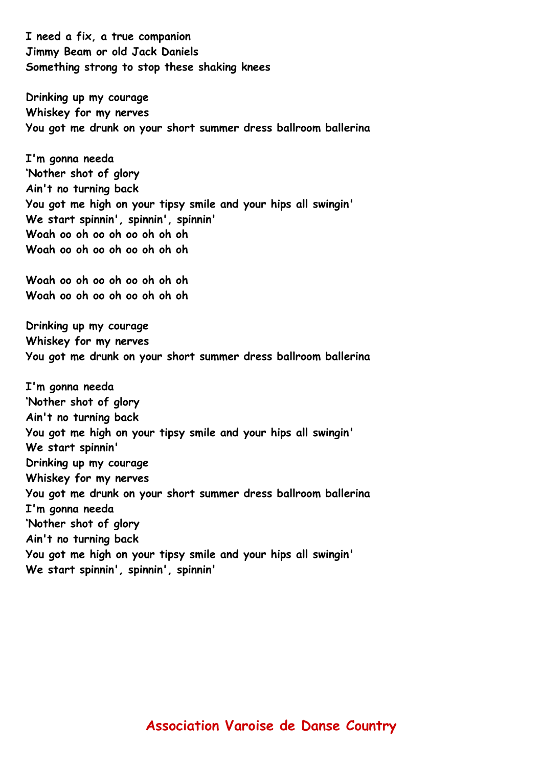**I need a fix, a true companion**
**Jimmy Beam or old Jack Daniels**
**Something strong to stop these shaking knees**

**Drinking up my courage**
**Whiskey for my nerves**
**You got me drunk on your short summer dress ballroom ballerina**

**I'm gonna needa**
**'Nother shot of glory**
**Ain't no turning back**
**You got me high on your tipsy smile and your hips all swingin'**
**We start spinnin', spinnin', spinnin'**
**Woah oo oh oo oh oo oh oh oh**
**Woah oo oh oo oh oo oh oh oh**

**Woah oo oh oo oh oo oh oh oh**
**Woah oo oh oo oh oo oh oh oh**

**Drinking up my courage**
**Whiskey for my nerves**
**You got me drunk on your short summer dress ballroom ballerina**

**I'm gonna needa**
**'Nother shot of glory**
**Ain't no turning back**
**You got me high on your tipsy smile and your hips all swingin'**
**We start spinnin'**
**Drinking up my courage**
**Whiskey for my nerves**
**You got me drunk on your short summer dress ballroom ballerina**
**I'm gonna needa**
**'Nother shot of glory**
**Ain't no turning back**
**You got me high on your tipsy smile and your hips all swingin'**
**We start spinnin', spinnin', spinnin'**